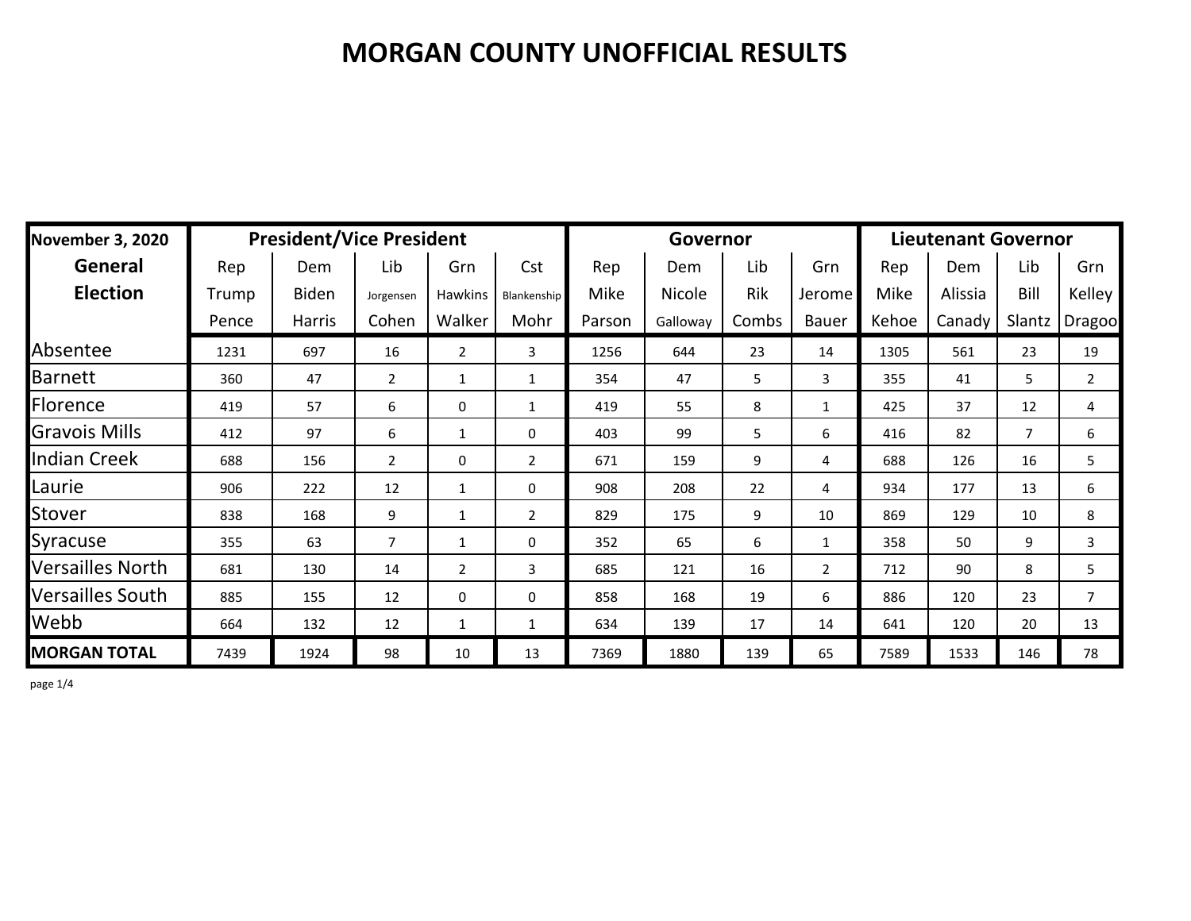# MORGAN COUNTY UNOFFICIAL RESULTS

| November 3, 2020 | President/Vice President | | | | | Governor | | | | Lieutenant Governor | | | |
|---|---|---|---|---|---|---|---|---|---|---|---|---|---|
| General Election | Rep | Dem | Lib | Grn | Cst | Rep | Dem | Lib | Grn | Rep | Dem | Lib | Grn |
| | Trump Pence | Biden Harris | Jorgensen Cohen | Hawkins Walker | Blankenship Mohr | Mike Parson | Nicole Galloway | Rik Combs | Jerome Bauer | Mike Kehoe | Alissia Canady | Bill Slantz | Kelley Dragoo |
| Absentee | 1231 | 697 | 16 | 2 | 3 | 1256 | 644 | 23 | 14 | 1305 | 561 | 23 | 19 |
| Barnett | 360 | 47 | 2 | 1 | 1 | 354 | 47 | 5 | 3 | 355 | 41 | 5 | 2 |
| Florence | 419 | 57 | 6 | 0 | 1 | 419 | 55 | 8 | 1 | 425 | 37 | 12 | 4 |
| Gravois Mills | 412 | 97 | 6 | 1 | 0 | 403 | 99 | 5 | 6 | 416 | 82 | 7 | 6 |
| Indian Creek | 688 | 156 | 2 | 0 | 2 | 671 | 159 | 9 | 4 | 688 | 126 | 16 | 5 |
| Laurie | 906 | 222 | 12 | 1 | 0 | 908 | 208 | 22 | 4 | 934 | 177 | 13 | 6 |
| Stover | 838 | 168 | 9 | 1 | 2 | 829 | 175 | 9 | 10 | 869 | 129 | 10 | 8 |
| Syracuse | 355 | 63 | 7 | 1 | 0 | 352 | 65 | 6 | 1 | 358 | 50 | 9 | 3 |
| Versailles North | 681 | 130 | 14 | 2 | 3 | 685 | 121 | 16 | 2 | 712 | 90 | 8 | 5 |
| Versailles South | 885 | 155 | 12 | 0 | 0 | 858 | 168 | 19 | 6 | 886 | 120 | 23 | 7 |
| Webb | 664 | 132 | 12 | 1 | 1 | 634 | 139 | 17 | 14 | 641 | 120 | 20 | 13 |
| **MORGAN TOTAL** | 7439 | 1924 | 98 | 10 | 13 | 7369 | 1880 | 139 | 65 | 7589 | 1533 | 146 | 78 |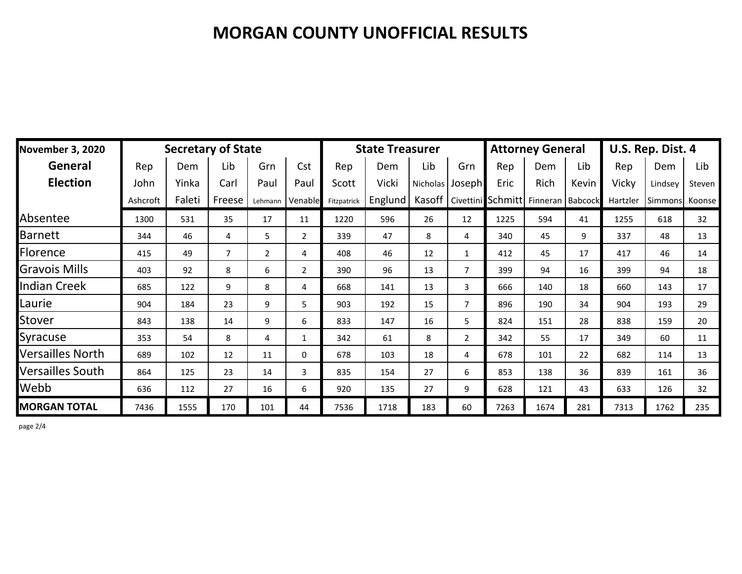# MORGAN COUNTY UNOFFICIAL RESULTS

| November 3, 2020 General Election | Secretary of State | | | | | State Treasurer | | | | Attorney General | | | U.S. Rep. Dist. 4 | | |
|---|---|---|---|---|---|---|---|---|---|---|---|---|---|---|---|
| | Rep | Dem | Lib | Grn | Cst | Rep | Dem | Lib | Grn | Rep | Dem | Lib | Rep | Dem | Lib |
| | John Ashcroft | Yinka Faleti | Carl Freese | Paul Lehmann | Paul Venable | Scott Fitzpatrick | Vicki Englund | Nicholas Kasoff | Joseph Civettini | Eric Schmitt | Rich Finneran | Kevin Babcock | Vicky Hartzler | Lindsey Simmons | Steven Koonse |
| Absentee | 1300 | 531 | 35 | 17 | 11 | 1220 | 596 | 26 | 12 | 1225 | 594 | 41 | 1255 | 618 | 32 |
| Barnett | 344 | 46 | 4 | 5 | 2 | 339 | 47 | 8 | 4 | 340 | 45 | 9 | 337 | 48 | 13 |
| Florence | 415 | 49 | 7 | 2 | 4 | 408 | 46 | 12 | 1 | 412 | 45 | 17 | 417 | 46 | 14 |
| Gravois Mills | 403 | 92 | 8 | 6 | 2 | 390 | 96 | 13 | 7 | 399 | 94 | 16 | 399 | 94 | 18 |
| Indian Creek | 685 | 122 | 9 | 8 | 4 | 668 | 141 | 13 | 3 | 666 | 140 | 18 | 660 | 143 | 17 |
| Laurie | 904 | 184 | 23 | 9 | 5 | 903 | 192 | 15 | 7 | 896 | 190 | 34 | 904 | 193 | 29 |
| Stover | 843 | 138 | 14 | 9 | 6 | 833 | 147 | 16 | 5 | 824 | 151 | 28 | 838 | 159 | 20 |
| Syracuse | 353 | 54 | 8 | 4 | 1 | 342 | 61 | 8 | 2 | 342 | 55 | 17 | 349 | 60 | 11 |
| Versailles North | 689 | 102 | 12 | 11 | 0 | 678 | 103 | 18 | 4 | 678 | 101 | 22 | 682 | 114 | 13 |
| Versailles South | 864 | 125 | 23 | 14 | 3 | 835 | 154 | 27 | 6 | 853 | 138 | 36 | 839 | 161 | 36 |
| Webb | 636 | 112 | 27 | 16 | 6 | 920 | 135 | 27 | 9 | 628 | 121 | 43 | 633 | 126 | 32 |
| **MORGAN TOTAL** | 7436 | 1555 | 170 | 101 | 44 | 7536 | 1718 | 183 | 60 | 7263 | 1674 | 281 | 7313 | 1762 | 235 |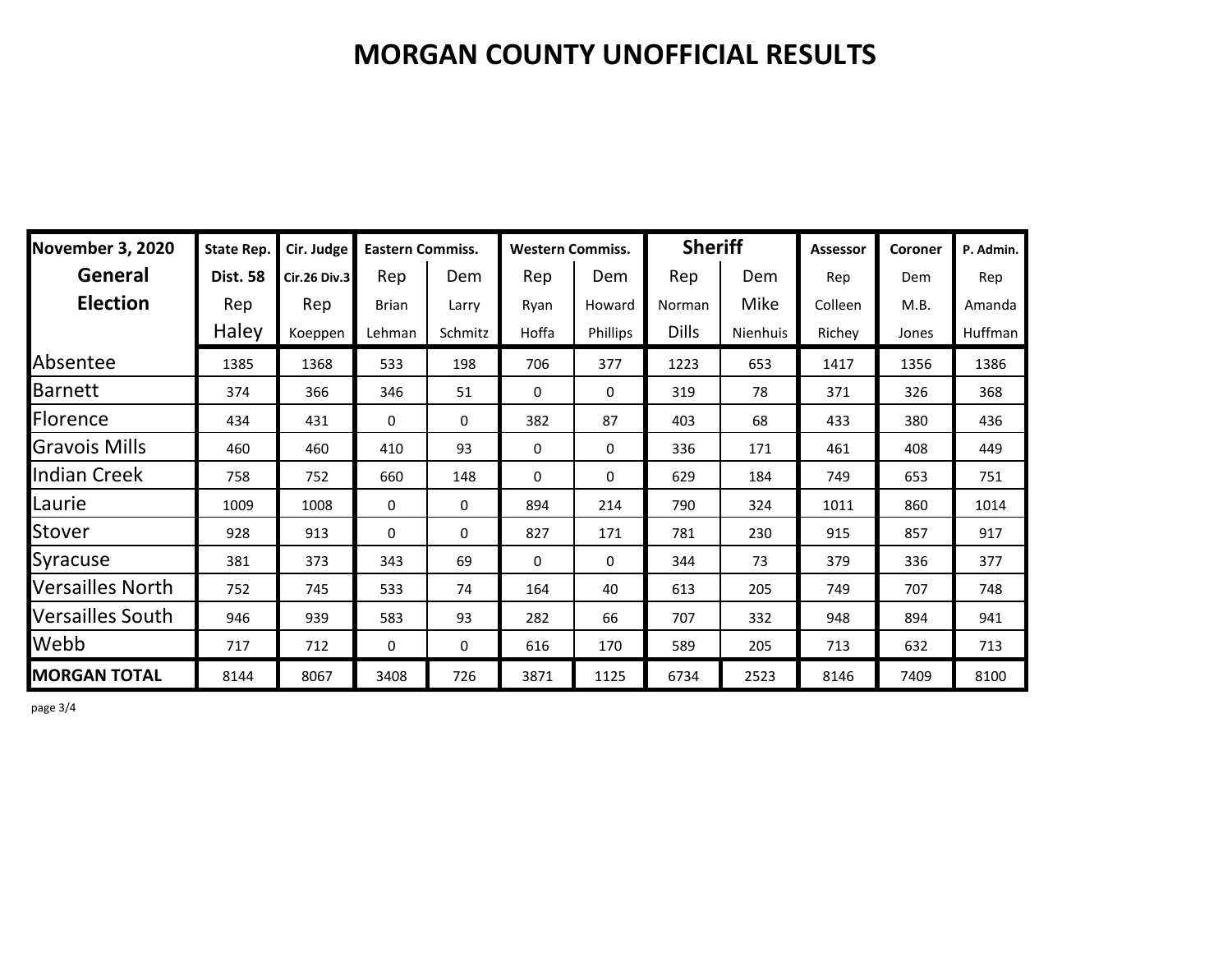# MORGAN COUNTY UNOFFICIAL RESULTS

| November 3, 2020 General Election | State Rep. | Cir. Judge | Eastern Commiss. | | Western Commiss. | | Sheriff | | Assessor | Coroner | P. Admin. |
|---|---|---|---|---|---|---|---|---|---|---|---|
| | Dist. 58 | Cir.26 Div.3 | Rep | Dem | Rep | Dem | Rep | Dem | Rep | Dem | Rep |
| | Rep | Rep | Brian | Larry | Ryan | Howard | Norman | Mike | Colleen | M.B. | Amanda |
| | Haley | Koeppen | Lehman | Schmitz | Hoffa | Phillips | Dills | Nienhuis | Richey | Jones | Huffman |
| Absentee | 1385 | 1368 | 533 | 198 | 706 | 377 | 1223 | 653 | 1417 | 1356 | 1386 |
| Barnett | 374 | 366 | 346 | 51 | 0 | 0 | 319 | 78 | 371 | 326 | 368 |
| Florence | 434 | 431 | 0 | 0 | 382 | 87 | 403 | 68 | 433 | 380 | 436 |
| Gravois Mills | 460 | 460 | 410 | 93 | 0 | 0 | 336 | 171 | 461 | 408 | 449 |
| Indian Creek | 758 | 752 | 660 | 148 | 0 | 0 | 629 | 184 | 749 | 653 | 751 |
| Laurie | 1009 | 1008 | 0 | 0 | 894 | 214 | 790 | 324 | 1011 | 860 | 1014 |
| Stover | 928 | 913 | 0 | 0 | 827 | 171 | 781 | 230 | 915 | 857 | 917 |
| Syracuse | 381 | 373 | 343 | 69 | 0 | 0 | 344 | 73 | 379 | 336 | 377 |
| Versailles North | 752 | 745 | 533 | 74 | 164 | 40 | 613 | 205 | 749 | 707 | 748 |
| Versailles South | 946 | 939 | 583 | 93 | 282 | 66 | 707 | 332 | 948 | 894 | 941 |
| Webb | 717 | 712 | 0 | 0 | 616 | 170 | 589 | 205 | 713 | 632 | 713 |
| **MORGAN TOTAL** | 8144 | 8067 | 3408 | 726 | 3871 | 1125 | 6734 | 2523 | 8146 | 7409 | 8100 |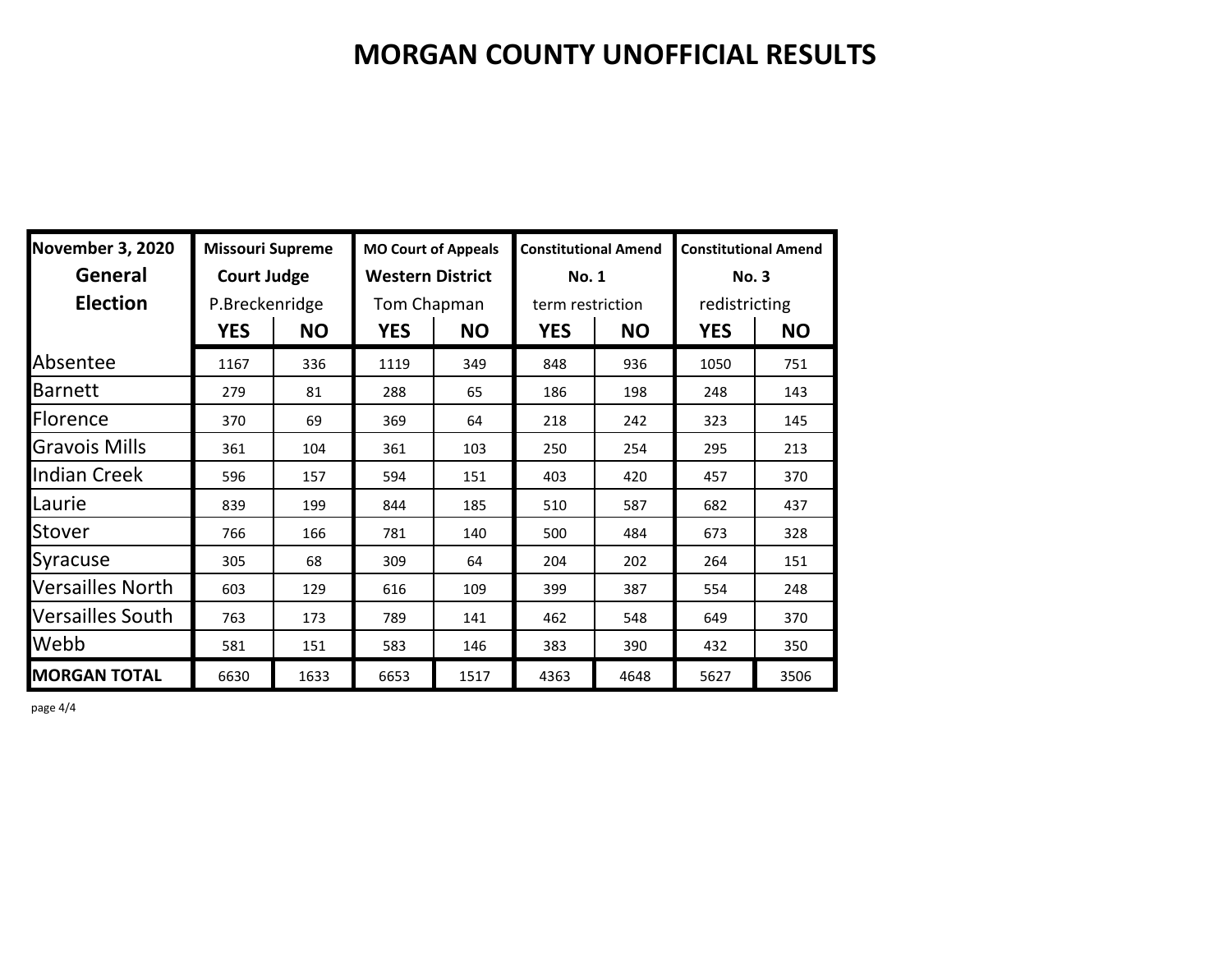# MORGAN COUNTY UNOFFICIAL RESULTS

| November 3, 2020 General Election | Missouri Supreme Court Judge P.Breckenridge | | MO Court of Appeals Western District Tom Chapman | | Constitutional Amend No. 1 term restriction | | Constitutional Amend No. 3 redistricting | |
|---|---|---|---|---|---|---|---|---|
| | YES | NO | YES | NO | YES | NO | YES | NO |
| Absentee | 1167 | 336 | 1119 | 349 | 848 | 936 | 1050 | 751 |
| Barnett | 279 | 81 | 288 | 65 | 186 | 198 | 248 | 143 |
| Florence | 370 | 69 | 369 | 64 | 218 | 242 | 323 | 145 |
| Gravois Mills | 361 | 104 | 361 | 103 | 250 | 254 | 295 | 213 |
| Indian Creek | 596 | 157 | 594 | 151 | 403 | 420 | 457 | 370 |
| Laurie | 839 | 199 | 844 | 185 | 510 | 587 | 682 | 437 |
| Stover | 766 | 166 | 781 | 140 | 500 | 484 | 673 | 328 |
| Syracuse | 305 | 68 | 309 | 64 | 204 | 202 | 264 | 151 |
| Versailles North | 603 | 129 | 616 | 109 | 399 | 387 | 554 | 248 |
| Versailles South | 763 | 173 | 789 | 141 | 462 | 548 | 649 | 370 |
| Webb | 581 | 151 | 583 | 146 | 383 | 390 | 432 | 350 |
| **MORGAN TOTAL** | 6630 | 1633 | 6653 | 1517 | 4363 | 4648 | 5627 | 3506 |